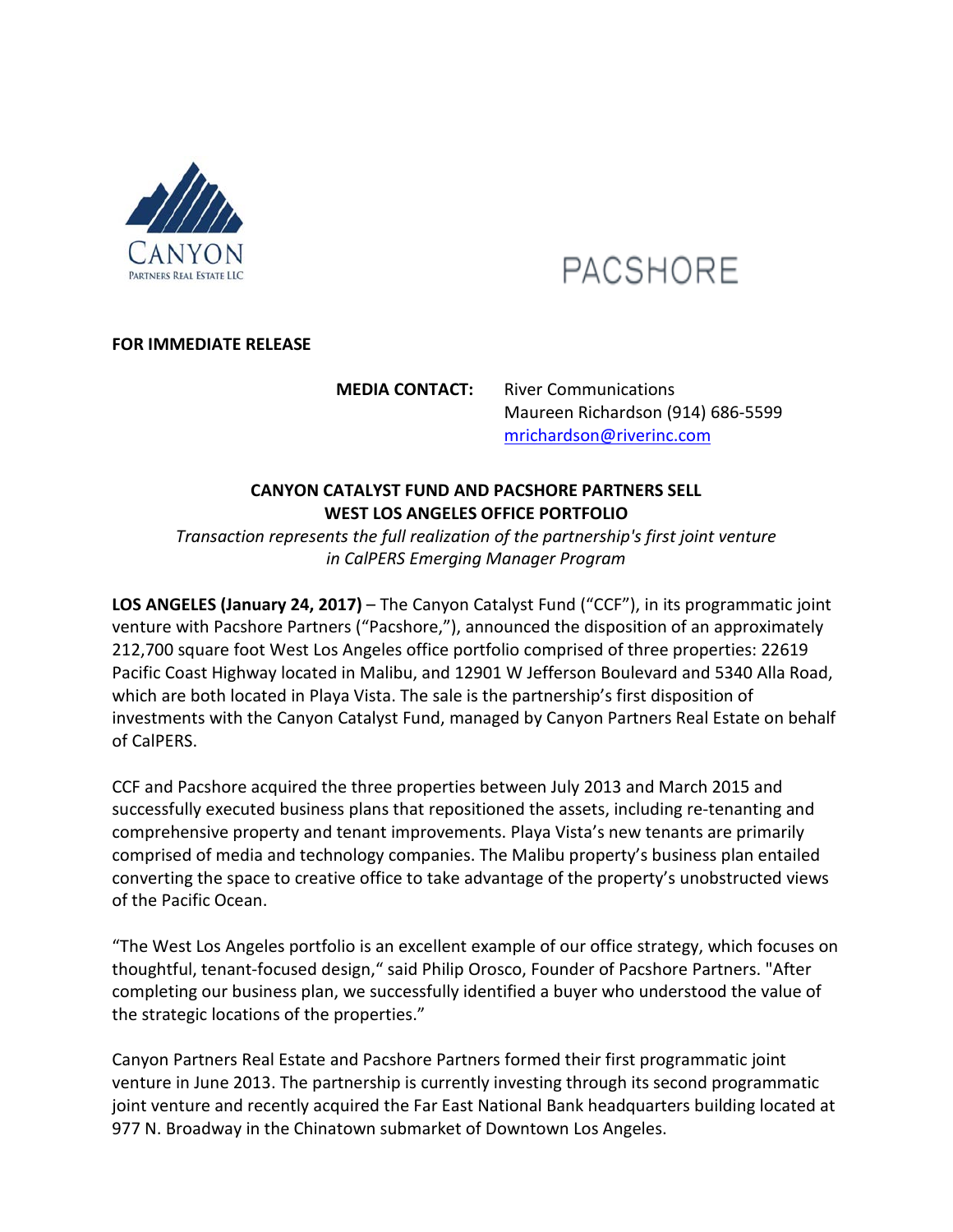CANYON
PARTNERS REAL ESTATE LLC

PACSHORE

**FOR IMMEDIATE RELEASE**

**MEDIA CONTACT:** River Communications
Maureen Richardson (914) 686-5599
mrichardson@riverinc.com

## CANYON CATALYST FUND AND PACSHORE PARTNERS SELL WEST LOS ANGELES OFFICE PORTFOLIO

*Transaction represents the full realization of the partnership's first joint venture in CalPERS Emerging Manager Program*

**LOS ANGELES (January 24, 2017)** – The Canyon Catalyst Fund ("CCF"), in its programmatic joint venture with Pacshore Partners ("Pacshore,"), announced the disposition of an approximately 212,700 square foot West Los Angeles office portfolio comprised of three properties: 22619 Pacific Coast Highway located in Malibu, and 12901 W Jefferson Boulevard and 5340 Alla Road, which are both located in Playa Vista. The sale is the partnership's first disposition of investments with the Canyon Catalyst Fund, managed by Canyon Partners Real Estate on behalf of CalPERS.

CCF and Pacshore acquired the three properties between July 2013 and March 2015 and successfully executed business plans that repositioned the assets, including re-tenanting and comprehensive property and tenant improvements. Playa Vista's new tenants are primarily comprised of media and technology companies. The Malibu property's business plan entailed converting the space to creative office to take advantage of the property's unobstructed views of the Pacific Ocean.

"The West Los Angeles portfolio is an excellent example of our office strategy, which focuses on thoughtful, tenant-focused design," said Philip Orosco, Founder of Pacshore Partners. "After completing our business plan, we successfully identified a buyer who understood the value of the strategic locations of the properties."

Canyon Partners Real Estate and Pacshore Partners formed their first programmatic joint venture in June 2013. The partnership is currently investing through its second programmatic joint venture and recently acquired the Far East National Bank headquarters building located at 977 N. Broadway in the Chinatown submarket of Downtown Los Angeles.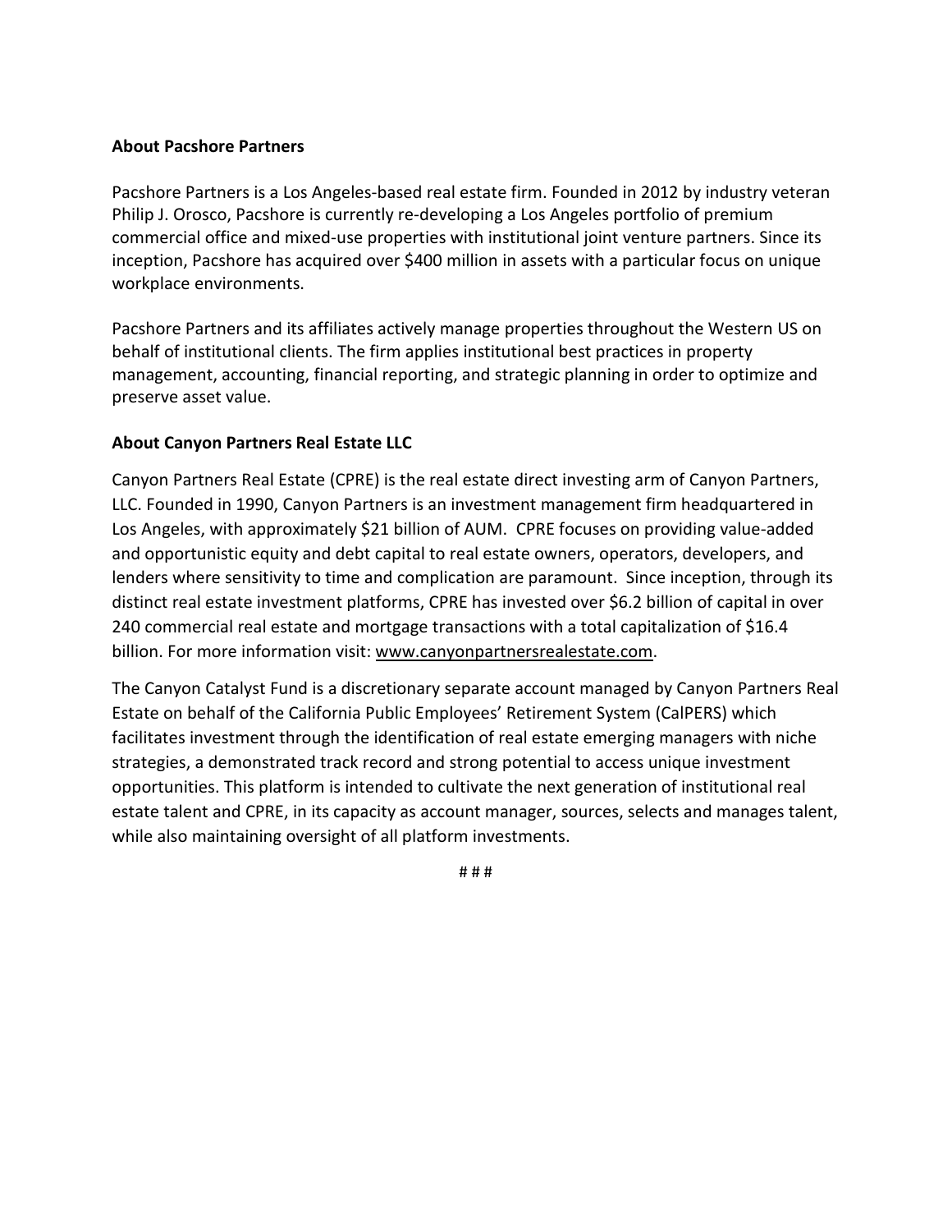**About Pacshore Partners**

Pacshore Partners is a Los Angeles-based real estate firm. Founded in 2012 by industry veteran Philip J. Orosco, Pacshore is currently re-developing a Los Angeles portfolio of premium commercial office and mixed-use properties with institutional joint venture partners. Since its inception, Pacshore has acquired over $400 million in assets with a particular focus on unique workplace environments.

Pacshore Partners and its affiliates actively manage properties throughout the Western US on behalf of institutional clients. The firm applies institutional best practices in property management, accounting, financial reporting, and strategic planning in order to optimize and preserve asset value.

**About Canyon Partners Real Estate LLC**

Canyon Partners Real Estate (CPRE) is the real estate direct investing arm of Canyon Partners, LLC. Founded in 1990, Canyon Partners is an investment management firm headquartered in Los Angeles, with approximately $21 billion of AUM. CPRE focuses on providing value-added and opportunistic equity and debt capital to real estate owners, operators, developers, and lenders where sensitivity to time and complication are paramount. Since inception, through its distinct real estate investment platforms, CPRE has invested over $6.2 billion of capital in over 240 commercial real estate and mortgage transactions with a total capitalization of $16.4 billion. For more information visit: www.canyonpartnersrealestate.com.

The Canyon Catalyst Fund is a discretionary separate account managed by Canyon Partners Real Estate on behalf of the California Public Employees' Retirement System (CalPERS) which facilitates investment through the identification of real estate emerging managers with niche strategies, a demonstrated track record and strong potential to access unique investment opportunities. This platform is intended to cultivate the next generation of institutional real estate talent and CPRE, in its capacity as account manager, sources, selects and manages talent, while also maintaining oversight of all platform investments.

# # #